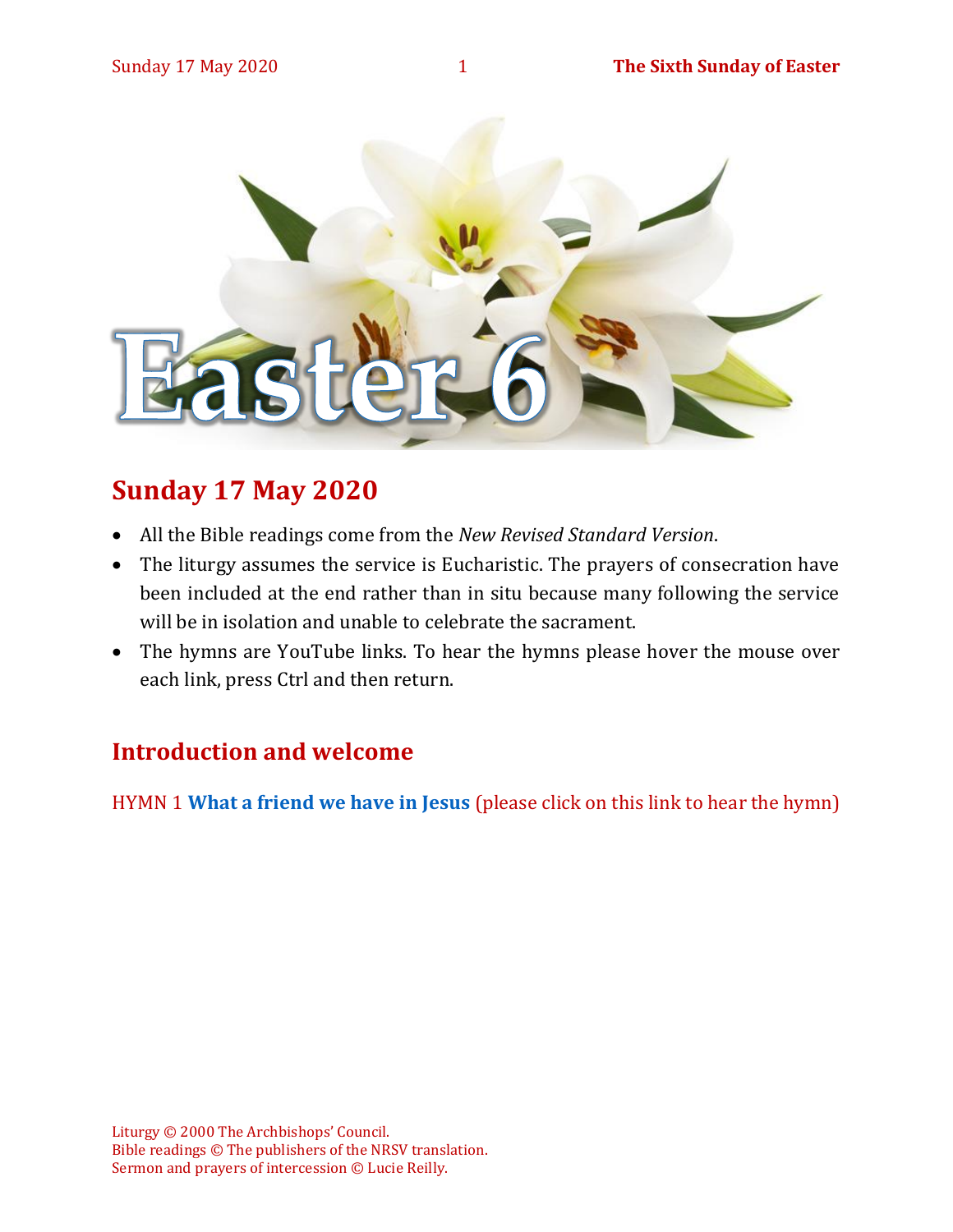# Easter 6

## Sunday 17 May 2020

- All the Bible readings come from the *New Revised Standard Version*.
- The liturgy assumes the service is Eucharistic. The prayers of consecration have been included at the end rather than in situ because many following the service will be in isolation and unable to celebrate the sacrament.
- The hymns are YouTube links. To hear the hymns please hover the mouse over each link, press Ctrl and then return.

## Introduction and welcome

HYMN 1 **What a friend we have in Jesus** (please click on this link to hear the hymn)

Liturgy © 2000 The Archbishops' Council.
Bible readings © The publishers of the NRSV translation.
Sermon and prayers of intercession © Lucie Reilly.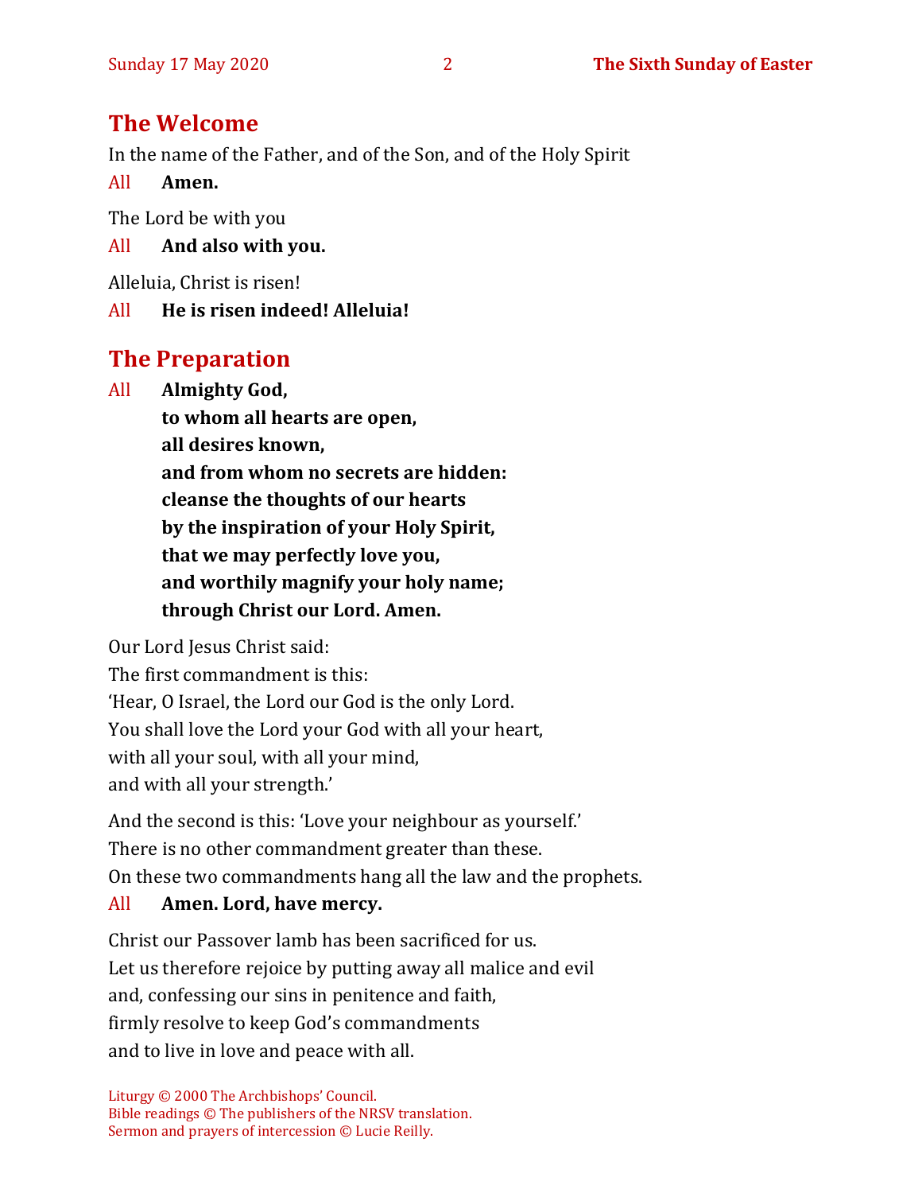## The Welcome

In the name of the Father, and of the Son, and of the Holy Spirit

All **Amen.**

The Lord be with you

All **And also with you.**

Alleluia, Christ is risen!

All **He is risen indeed! Alleluia!**

## The Preparation

All **Almighty God,**
**to whom all hearts are open,**
**all desires known,**
**and from whom no secrets are hidden:**
**cleanse the thoughts of our hearts**
**by the inspiration of your Holy Spirit,**
**that we may perfectly love you,**
**and worthily magnify your holy name;**
**through Christ our Lord. Amen.**

Our Lord Jesus Christ said:
The first commandment is this:
'Hear, O Israel, the Lord our God is the only Lord.
You shall love the Lord your God with all your heart,
with all your soul, with all your mind,
and with all your strength.'

And the second is this: 'Love your neighbour as yourself.'
There is no other commandment greater than these.
On these two commandments hang all the law and the prophets.

All **Amen. Lord, have mercy.**

Christ our Passover lamb has been sacrificed for us.
Let us therefore rejoice by putting away all malice and evil
and, confessing our sins in penitence and faith,
firmly resolve to keep God's commandments
and to live in love and peace with all.

Liturgy © 2000 The Archbishops' Council.
Bible readings © The publishers of the NRSV translation.
Sermon and prayers of intercession © Lucie Reilly.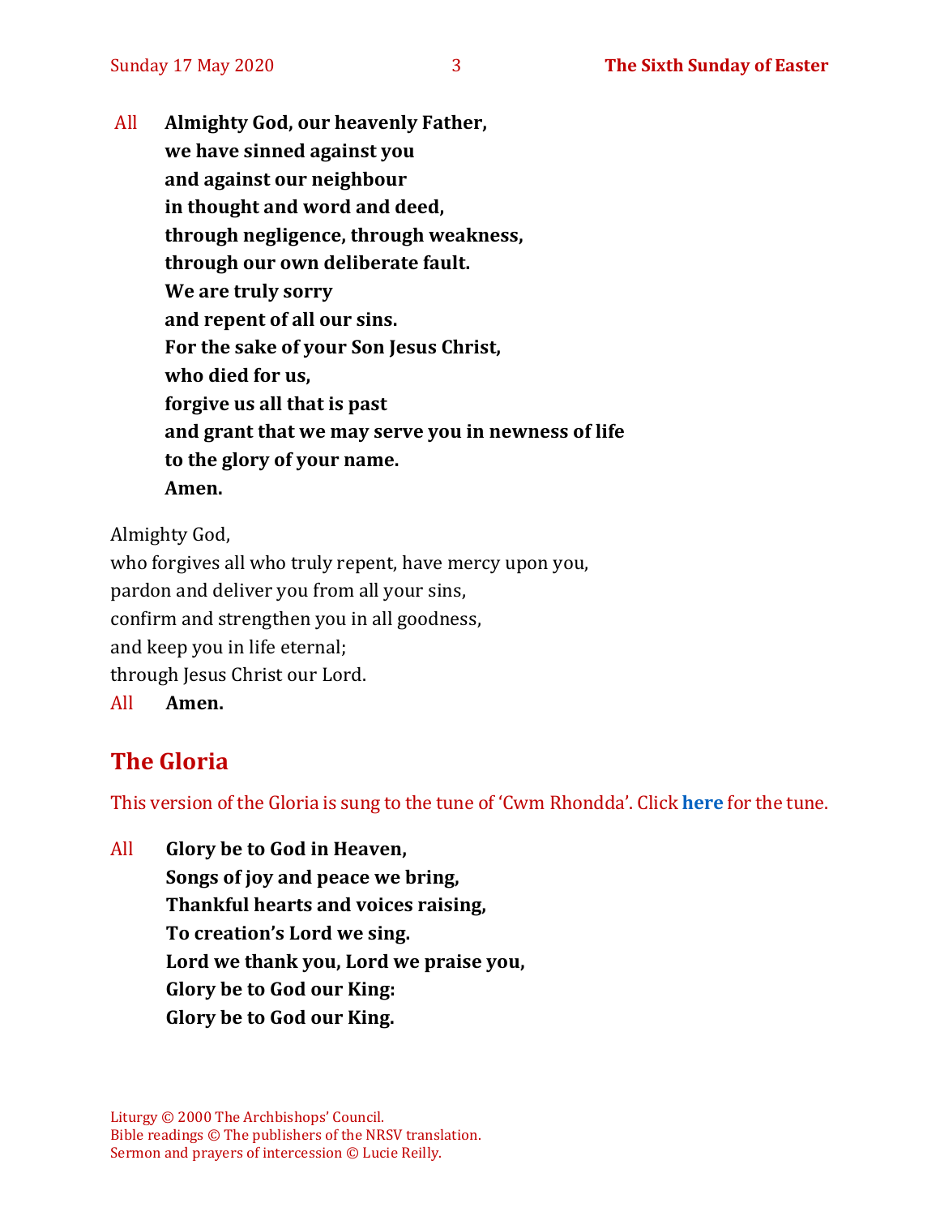All **Almighty God, our heavenly Father,**
**we have sinned against you**
**and against our neighbour**
**in thought and word and deed,**
**through negligence, through weakness,**
**through our own deliberate fault.**
**We are truly sorry**
**and repent of all our sins.**
**For the sake of your Son Jesus Christ,**
**who died for us,**
**forgive us all that is past**
**and grant that we may serve you in newness of life**
**to the glory of your name.**
**Amen.**

Almighty God,
who forgives all who truly repent, have mercy upon you,
pardon and deliver you from all your sins,
confirm and strengthen you in all goodness,
and keep you in life eternal;
through Jesus Christ our Lord.
All **Amen.**

## The Gloria

This version of the Gloria is sung to the tune of 'Cwm Rhondda'. Click **here** for the tune.

All **Glory be to God in Heaven,**
**Songs of joy and peace we bring,**
**Thankful hearts and voices raising,**
**To creation's Lord we sing.**
**Lord we thank you, Lord we praise you,**
**Glory be to God our King:**
**Glory be to God our King.**

Liturgy © 2000 The Archbishops' Council.
Bible readings © The publishers of the NRSV translation.
Sermon and prayers of intercession © Lucie Reilly.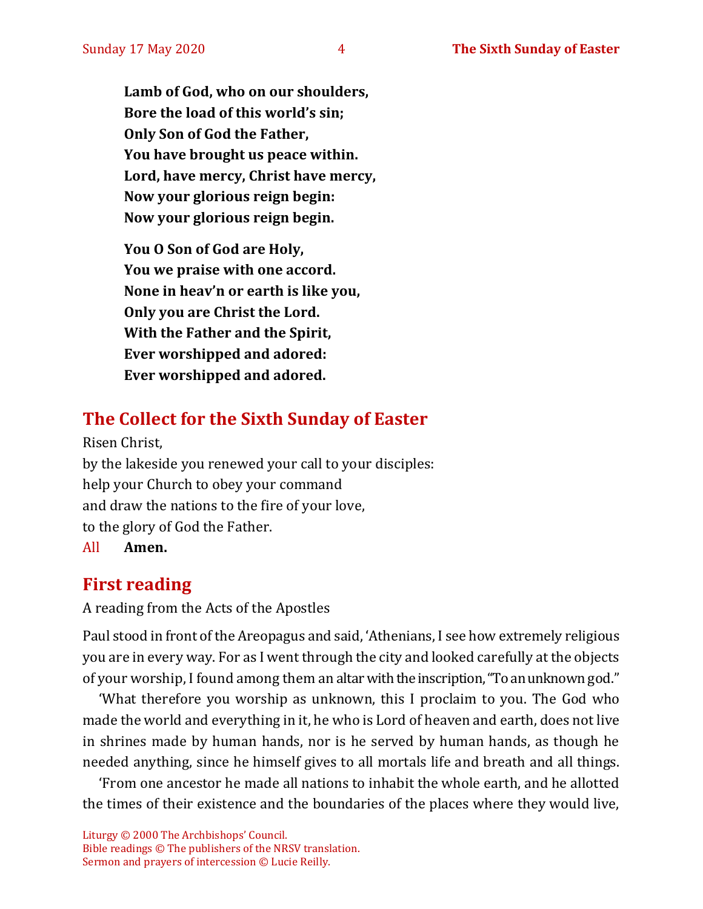**Lamb of God, who on our shoulders,**
**Bore the load of this world's sin;**
**Only Son of God the Father,**
**You have brought us peace within.**
**Lord, have mercy, Christ have mercy,**
**Now your glorious reign begin:**
**Now your glorious reign begin.**

**You O Son of God are Holy,**
**You we praise with one accord.**
**None in heav'n or earth is like you,**
**Only you are Christ the Lord.**
**With the Father and the Spirit,**
**Ever worshipped and adored:**
**Ever worshipped and adored.**

## The Collect for the Sixth Sunday of Easter

Risen Christ,
by the lakeside you renewed your call to your disciples:
help your Church to obey your command
and draw the nations to the fire of your love,
to the glory of God the Father.

All **Amen.**

## First reading

A reading from the Acts of the Apostles

Paul stood in front of the Areopagus and said, 'Athenians, I see how extremely religious you are in every way. For as I went through the city and looked carefully at the objects of your worship, I found among them an altar with the inscription, "To an unknown god."

'What therefore you worship as unknown, this I proclaim to you. The God who made the world and everything in it, he who is Lord of heaven and earth, does not live in shrines made by human hands, nor is he served by human hands, as though he needed anything, since he himself gives to all mortals life and breath and all things.

'From one ancestor he made all nations to inhabit the whole earth, and he allotted the times of their existence and the boundaries of the places where they would live,

Liturgy © 2000 The Archbishops' Council.
Bible readings © The publishers of the NRSV translation.
Sermon and prayers of intercession © Lucie Reilly.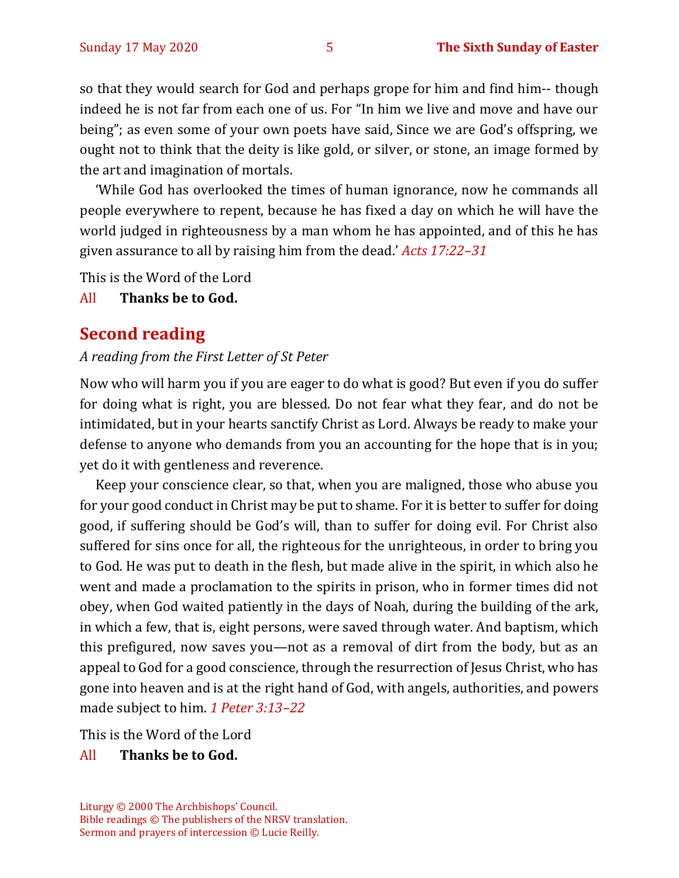so that they would search for God and perhaps grope for him and find him-- though indeed he is not far from each one of us. For “In him we live and move and have our being”; as even some of your own poets have said, Since we are God’s offspring, we ought not to think that the deity is like gold, or silver, or stone, an image formed by the art and imagination of mortals.

‘While God has overlooked the times of human ignorance, now he commands all people everywhere to repent, because he has fixed a day on which he will have the world judged in righteousness by a man whom he has appointed, and of this he has given assurance to all by raising him from the dead.’ *Acts 17:22–31*

This is the Word of the Lord

All **Thanks be to God.**

## Second reading

*A reading from the First Letter of St Peter*

Now who will harm you if you are eager to do what is good? But even if you do suffer for doing what is right, you are blessed. Do not fear what they fear, and do not be intimidated, but in your hearts sanctify Christ as Lord. Always be ready to make your defense to anyone who demands from you an accounting for the hope that is in you; yet do it with gentleness and reverence.

Keep your conscience clear, so that, when you are maligned, those who abuse you for your good conduct in Christ may be put to shame. For it is better to suffer for doing good, if suffering should be God’s will, than to suffer for doing evil. For Christ also suffered for sins once for all, the righteous for the unrighteous, in order to bring you to God. He was put to death in the flesh, but made alive in the spirit, in which also he went and made a proclamation to the spirits in prison, who in former times did not obey, when God waited patiently in the days of Noah, during the building of the ark, in which a few, that is, eight persons, were saved through water. And baptism, which this prefigured, now saves you—not as a removal of dirt from the body, but as an appeal to God for a good conscience, through the resurrection of Jesus Christ, who has gone into heaven and is at the right hand of God, with angels, authorities, and powers made subject to him. *1 Peter 3:13–22*

This is the Word of the Lord

All **Thanks be to God.**

Liturgy © 2000 The Archbishops’ Council.
Bible readings © The publishers of the NRSV translation.
Sermon and prayers of intercession © Lucie Reilly.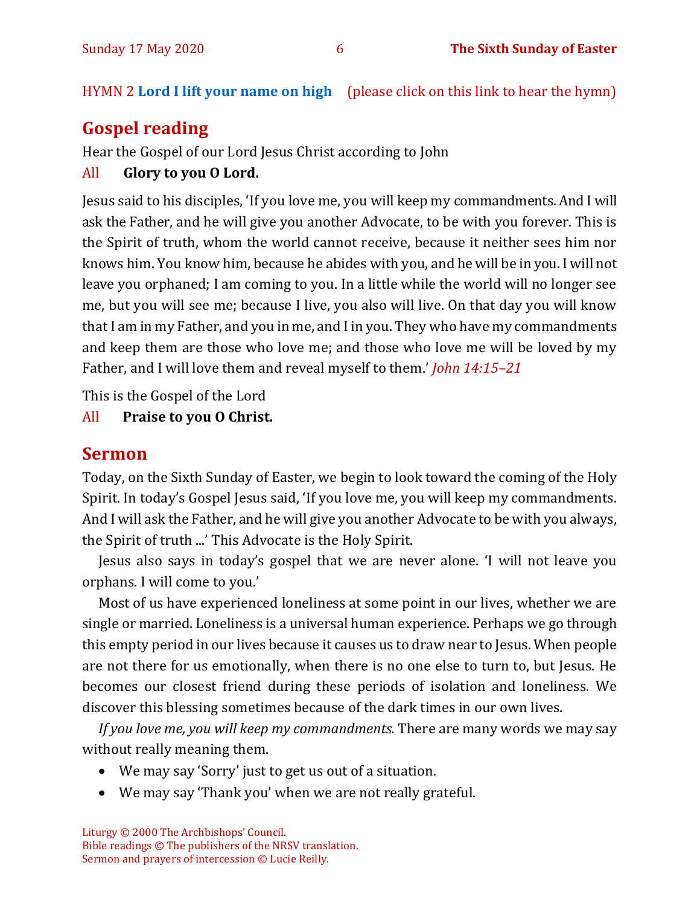HYMN 2 **Lord I lift your name on high** (please click on this link to hear the hymn)

## Gospel reading

Hear the Gospel of our Lord Jesus Christ according to John

All **Glory to you O Lord.**

Jesus said to his disciples, 'If you love me, you will keep my commandments. And I will ask the Father, and he will give you another Advocate, to be with you forever. This is the Spirit of truth, whom the world cannot receive, because it neither sees him nor knows him. You know him, because he abides with you, and he will be in you. I will not leave you orphaned; I am coming to you. In a little while the world will no longer see me, but you will see me; because I live, you also will live. On that day you will know that I am in my Father, and you in me, and I in you. They who have my commandments and keep them are those who love me; and those who love me will be loved by my Father, and I will love them and reveal myself to them.' *John 14:15–21*

This is the Gospel of the Lord

All **Praise to you O Christ.**

## Sermon

Today, on the Sixth Sunday of Easter, we begin to look toward the coming of the Holy Spirit. In today's Gospel Jesus said, 'If you love me, you will keep my commandments. And I will ask the Father, and he will give you another Advocate to be with you always, the Spirit of truth ...' This Advocate is the Holy Spirit.

Jesus also says in today's gospel that we are never alone. 'I will not leave you orphans. I will come to you.'

Most of us have experienced loneliness at some point in our lives, whether we are single or married. Loneliness is a universal human experience. Perhaps we go through this empty period in our lives because it causes us to draw near to Jesus. When people are not there for us emotionally, when there is no one else to turn to, but Jesus. He becomes our closest friend during these periods of isolation and loneliness. We discover this blessing sometimes because of the dark times in our own lives.

*If you love me, you will keep my commandments.* There are many words we may say without really meaning them.

- We may say 'Sorry' just to get us out of a situation.
- We may say 'Thank you' when we are not really grateful.

Liturgy © 2000 The Archbishops' Council.
Bible readings © The publishers of the NRSV translation.
Sermon and prayers of intercession © Lucie Reilly.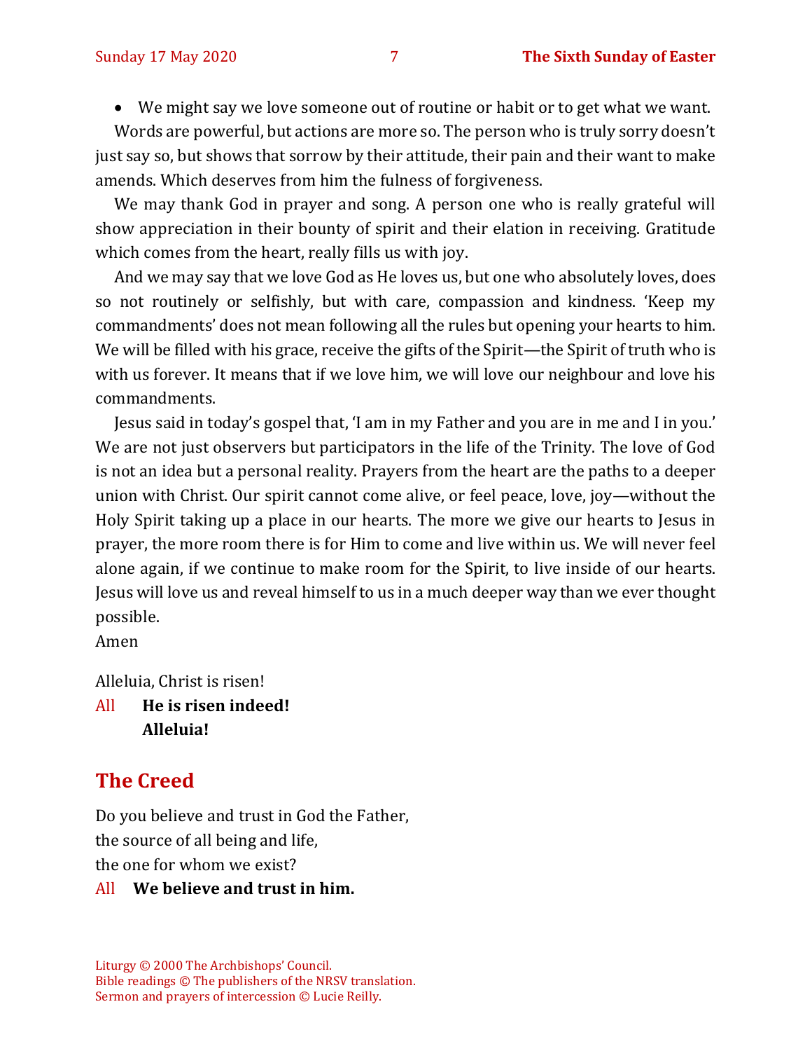- We might say we love someone out of routine or habit or to get what we want.

Words are powerful, but actions are more so. The person who is truly sorry doesn't just say so, but shows that sorrow by their attitude, their pain and their want to make amends. Which deserves from him the fulness of forgiveness.

We may thank God in prayer and song. A person one who is really grateful will show appreciation in their bounty of spirit and their elation in receiving. Gratitude which comes from the heart, really fills us with joy.

And we may say that we love God as He loves us, but one who absolutely loves, does so not routinely or selfishly, but with care, compassion and kindness. 'Keep my commandments' does not mean following all the rules but opening your hearts to him. We will be filled with his grace, receive the gifts of the Spirit—the Spirit of truth who is with us forever. It means that if we love him, we will love our neighbour and love his commandments.

Jesus said in today's gospel that, 'I am in my Father and you are in me and I in you.' We are not just observers but participators in the life of the Trinity. The love of God is not an idea but a personal reality. Prayers from the heart are the paths to a deeper union with Christ. Our spirit cannot come alive, or feel peace, love, joy—without the Holy Spirit taking up a place in our hearts. The more we give our hearts to Jesus in prayer, the more room there is for Him to come and live within us. We will never feel alone again, if we continue to make room for the Spirit, to live inside of our hearts. Jesus will love us and reveal himself to us in a much deeper way than we ever thought possible.

Amen

Alleluia, Christ is risen!

All **He is risen indeed!**
**Alleluia!**

## The Creed

Do you believe and trust in God the Father,
the source of all being and life,
the one for whom we exist?

All **We believe and trust in him.**

Liturgy © 2000 The Archbishops' Council.
Bible readings © The publishers of the NRSV translation.
Sermon and prayers of intercession © Lucie Reilly.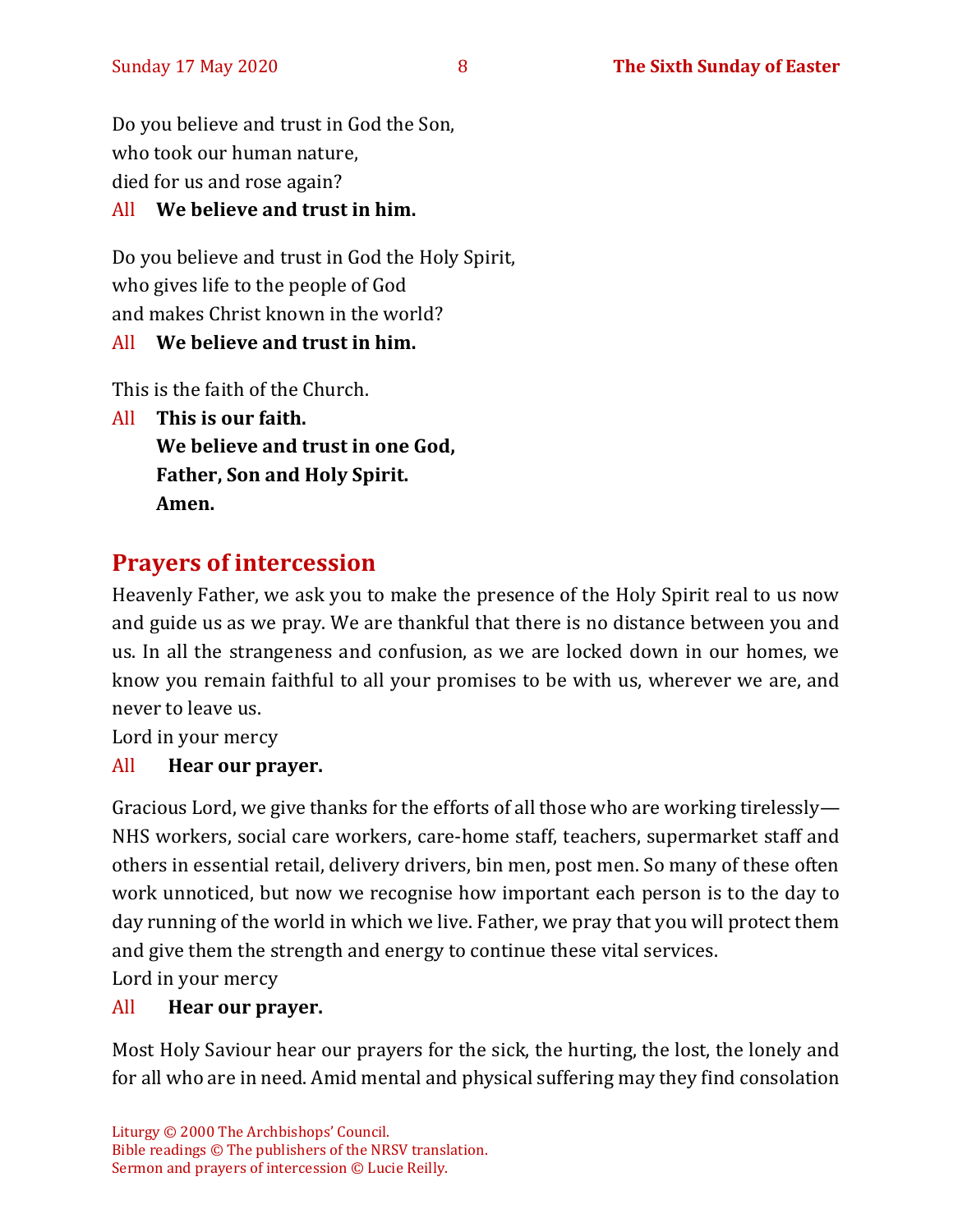Do you believe and trust in God the Son,
who took our human nature,
died for us and rose again?

All **We believe and trust in him.**

Do you believe and trust in God the Holy Spirit,
who gives life to the people of God
and makes Christ known in the world?

All **We believe and trust in him.**

This is the faith of the Church.

All **This is our faith.**
**We believe and trust in one God,**
**Father, Son and Holy Spirit.**
**Amen.**

## Prayers of intercession

Heavenly Father, we ask you to make the presence of the Holy Spirit real to us now and guide us as we pray. We are thankful that there is no distance between you and us. In all the strangeness and confusion, as we are locked down in our homes, we know you remain faithful to all your promises to be with us, wherever we are, and never to leave us.
Lord in your mercy

All **Hear our prayer.**

Gracious Lord, we give thanks for the efforts of all those who are working tirelessly—NHS workers, social care workers, care-home staff, teachers, supermarket staff and others in essential retail, delivery drivers, bin men, post men. So many of these often work unnoticed, but now we recognise how important each person is to the day to day running of the world in which we live. Father, we pray that you will protect them and give them the strength and energy to continue these vital services.
Lord in your mercy

All **Hear our prayer.**

Most Holy Saviour hear our prayers for the sick, the hurting, the lost, the lonely and for all who are in need. Amid mental and physical suffering may they find consolation

Liturgy © 2000 The Archbishops' Council.
Bible readings © The publishers of the NRSV translation.
Sermon and prayers of intercession © Lucie Reilly.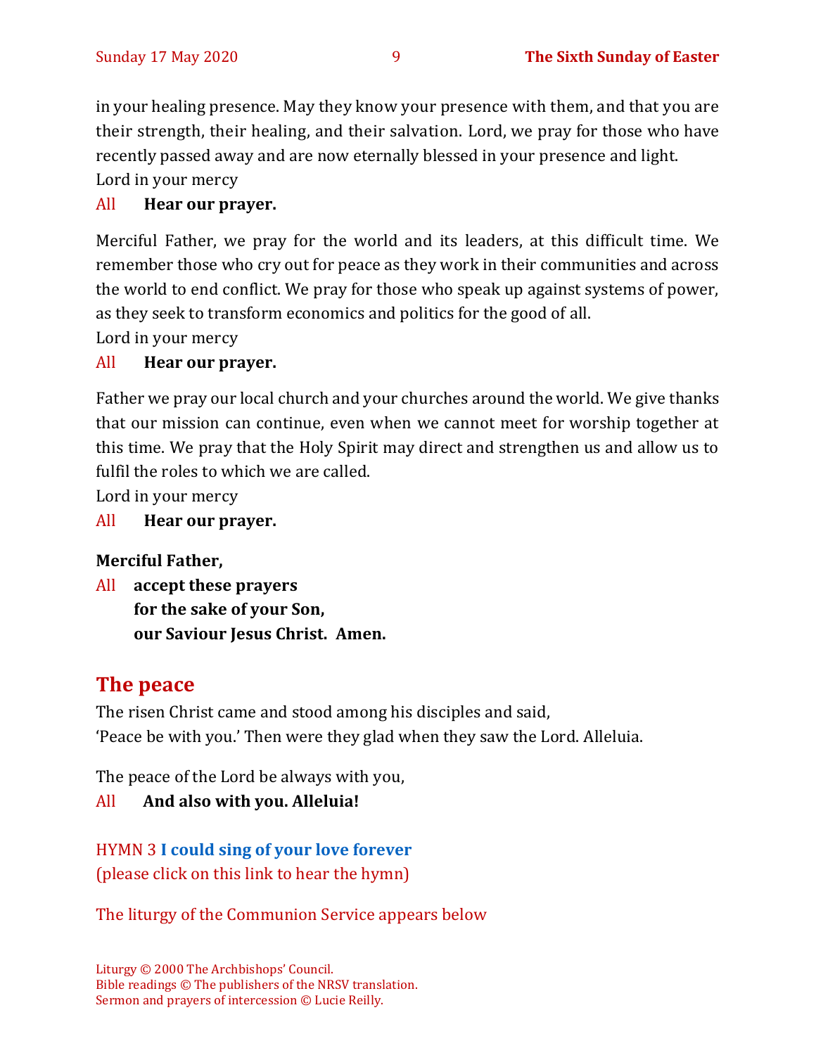in your healing presence. May they know your presence with them, and that you are their strength, their healing, and their salvation. Lord, we pray for those who have recently passed away and are now eternally blessed in your presence and light.
Lord in your mercy

All **Hear our prayer.**

Merciful Father, we pray for the world and its leaders, at this difficult time. We remember those who cry out for peace as they work in their communities and across the world to end conflict. We pray for those who speak up against systems of power, as they seek to transform economics and politics for the good of all.
Lord in your mercy

All **Hear our prayer.**

Father we pray our local church and your churches around the world. We give thanks that our mission can continue, even when we cannot meet for worship together at this time. We pray that the Holy Spirit may direct and strengthen us and allow us to fulfil the roles to which we are called.
Lord in your mercy

All **Hear our prayer.**

**Merciful Father,**

All **accept these prayers**
**for the sake of your Son,**
**our Saviour Jesus Christ. Amen.**

## The peace

The risen Christ came and stood among his disciples and said,
'Peace be with you.' Then were they glad when they saw the Lord. Alleluia.

The peace of the Lord be always with you,

All **And also with you. Alleluia!**

HYMN 3 **I could sing of your love forever**
(please click on this link to hear the hymn)

The liturgy of the Communion Service appears below

Liturgy © 2000 The Archbishops' Council.
Bible readings © The publishers of the NRSV translation.
Sermon and prayers of intercession © Lucie Reilly.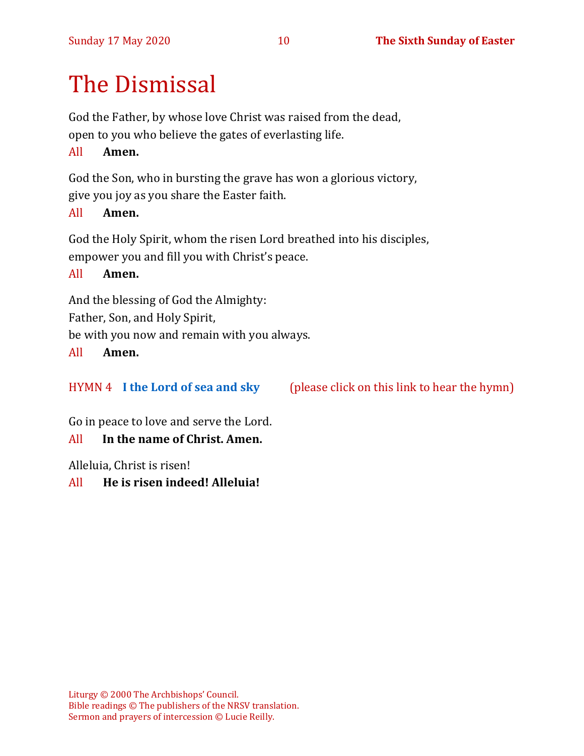# The Dismissal

God the Father, by whose love Christ was raised from the dead,
open to you who believe the gates of everlasting life.

All **Amen.**

God the Son, who in bursting the grave has won a glorious victory,
give you joy as you share the Easter faith.

All **Amen.**

God the Holy Spirit, whom the risen Lord breathed into his disciples,
empower you and fill you with Christ's peace.

All **Amen.**

And the blessing of God the Almighty:
Father, Son, and Holy Spirit,
be with you now and remain with you always.

All **Amen.**

HYMN 4 **I the Lord of sea and sky** (please click on this link to hear the hymn)

Go in peace to love and serve the Lord.

All **In the name of Christ. Amen.**

Alleluia, Christ is risen!

All **He is risen indeed! Alleluia!**

Liturgy © 2000 The Archbishops' Council.
Bible readings © The publishers of the NRSV translation.
Sermon and prayers of intercession © Lucie Reilly.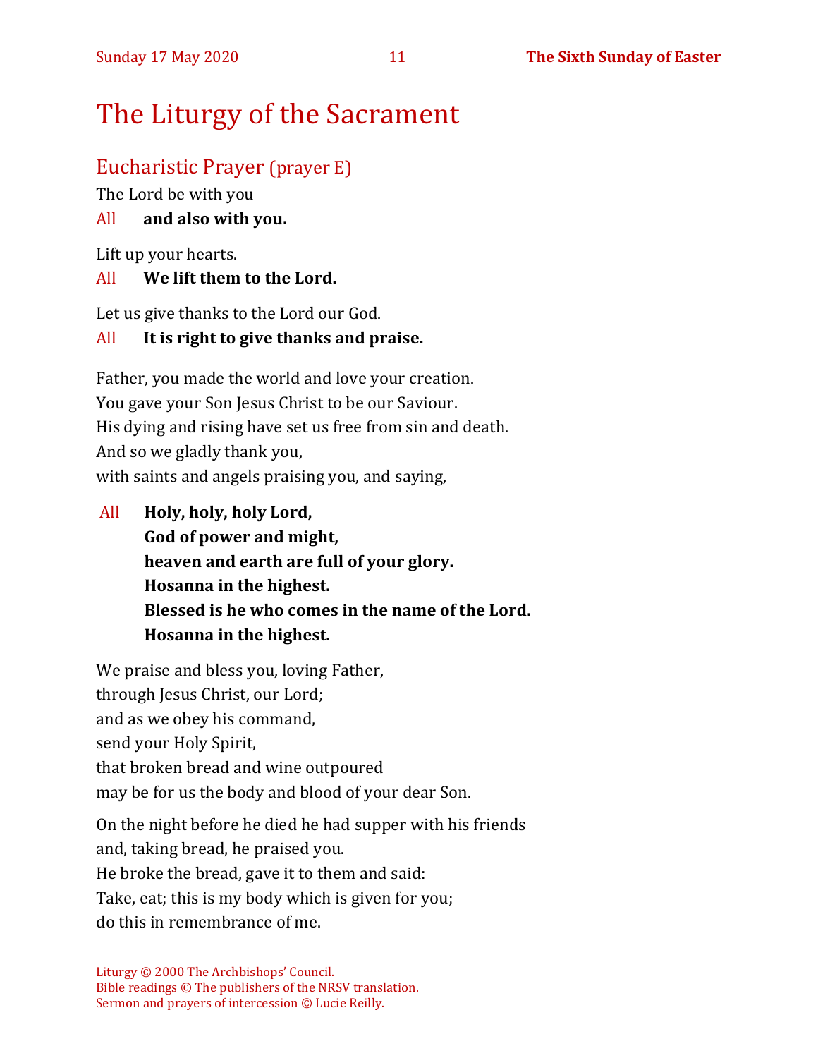# The Liturgy of the Sacrament

## Eucharistic Prayer (prayer E)

The Lord be with you

All **and also with you.**

Lift up your hearts.

All **We lift them to the Lord.**

Let us give thanks to the Lord our God.

All **It is right to give thanks and praise.**

Father, you made the world and love your creation.
You gave your Son Jesus Christ to be our Saviour.
His dying and rising have set us free from sin and death.
And so we gladly thank you,
with saints and angels praising you, and saying,

All **Holy, holy, holy Lord,**
**God of power and might,**
**heaven and earth are full of your glory.**
**Hosanna in the highest.**
**Blessed is he who comes in the name of the Lord.**
**Hosanna in the highest.**

We praise and bless you, loving Father,
through Jesus Christ, our Lord;
and as we obey his command,
send your Holy Spirit,
that broken bread and wine outpoured
may be for us the body and blood of your dear Son.

On the night before he died he had supper with his friends
and, taking bread, he praised you.
He broke the bread, gave it to them and said:
Take, eat; this is my body which is given for you;
do this in remembrance of me.

Liturgy © 2000 The Archbishops' Council.
Bible readings © The publishers of the NRSV translation.
Sermon and prayers of intercession © Lucie Reilly.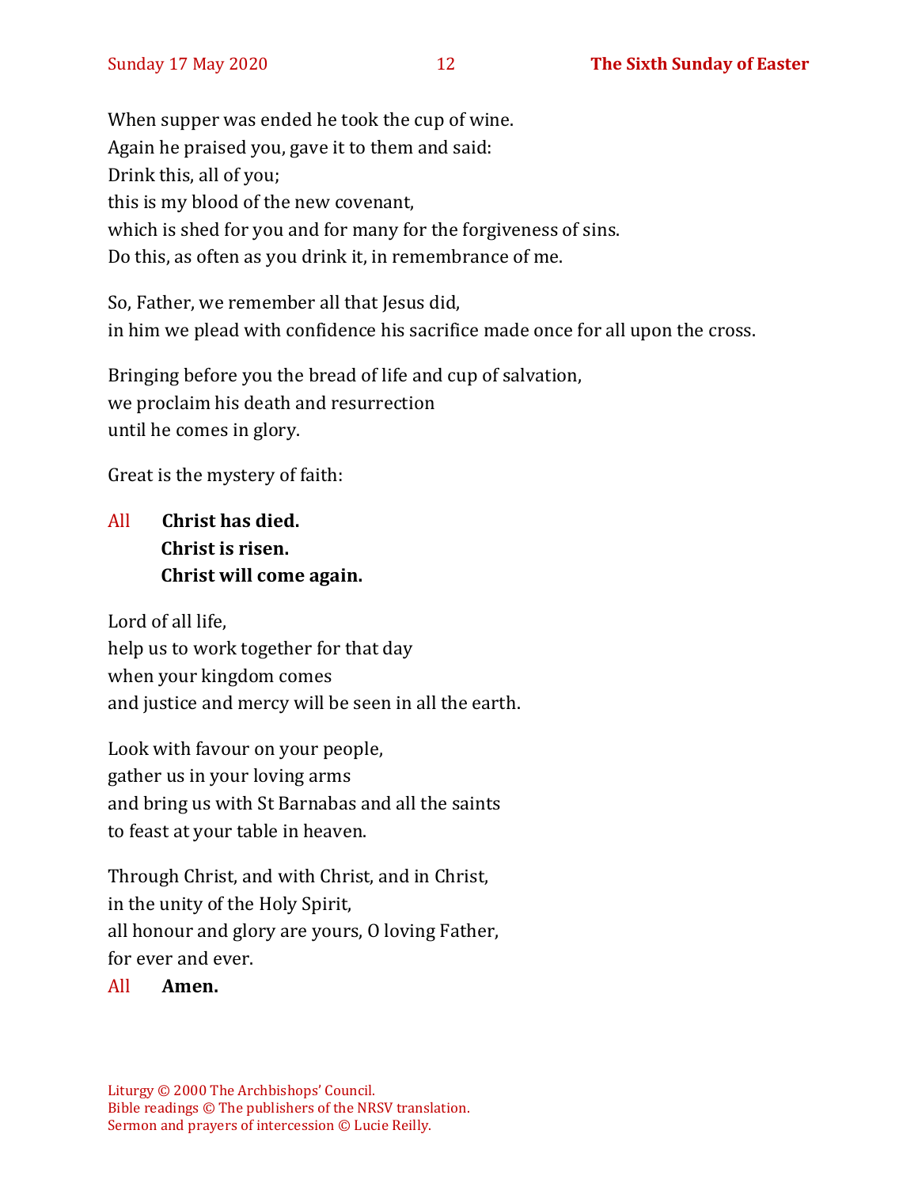When supper was ended he took the cup of wine.
Again he praised you, gave it to them and said:
Drink this, all of you;
this is my blood of the new covenant,
which is shed for you and for many for the forgiveness of sins.
Do this, as often as you drink it, in remembrance of me.

So, Father, we remember all that Jesus did,
in him we plead with confidence his sacrifice made once for all upon the cross.

Bringing before you the bread of life and cup of salvation,
we proclaim his death and resurrection
until he comes in glory.

Great is the mystery of faith:

All **Christ has died.**
**Christ is risen.**
**Christ will come again.**

Lord of all life,
help us to work together for that day
when your kingdom comes
and justice and mercy will be seen in all the earth.

Look with favour on your people,
gather us in your loving arms
and bring us with St Barnabas and all the saints
to feast at your table in heaven.

Through Christ, and with Christ, and in Christ,
in the unity of the Holy Spirit,
all honour and glory are yours, O loving Father,
for ever and ever.

All **Amen.**

Liturgy © 2000 The Archbishops' Council.
Bible readings © The publishers of the NRSV translation.
Sermon and prayers of intercession © Lucie Reilly.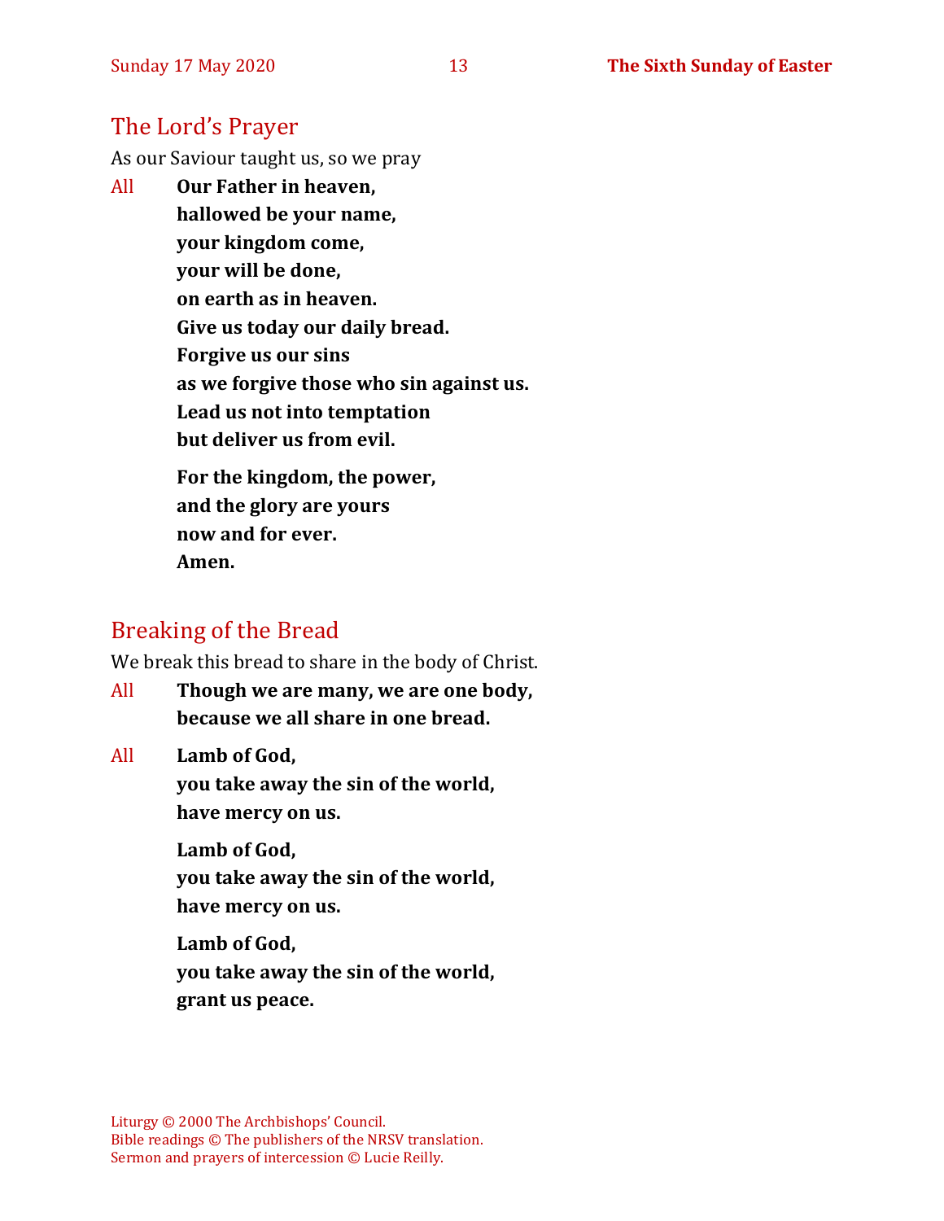## The Lord's Prayer

As our Saviour taught us, so we pray

All **Our Father in heaven,**
**hallowed be your name,**
**your kingdom come,**
**your will be done,**
**on earth as in heaven.**
**Give us today our daily bread.**
**Forgive us our sins**
**as we forgive those who sin against us.**
**Lead us not into temptation**
**but deliver us from evil.**

**For the kingdom, the power,**
**and the glory are yours**
**now and for ever.**
**Amen.**

## Breaking of the Bread

We break this bread to share in the body of Christ.

All **Though we are many, we are one body,**
**because we all share in one bread.**

All **Lamb of God,**
**you take away the sin of the world,**
**have mercy on us.**

**Lamb of God,**
**you take away the sin of the world,**
**have mercy on us.**

**Lamb of God,**
**you take away the sin of the world,**
**grant us peace.**

Liturgy © 2000 The Archbishops' Council.
Bible readings © The publishers of the NRSV translation.
Sermon and prayers of intercession © Lucie Reilly.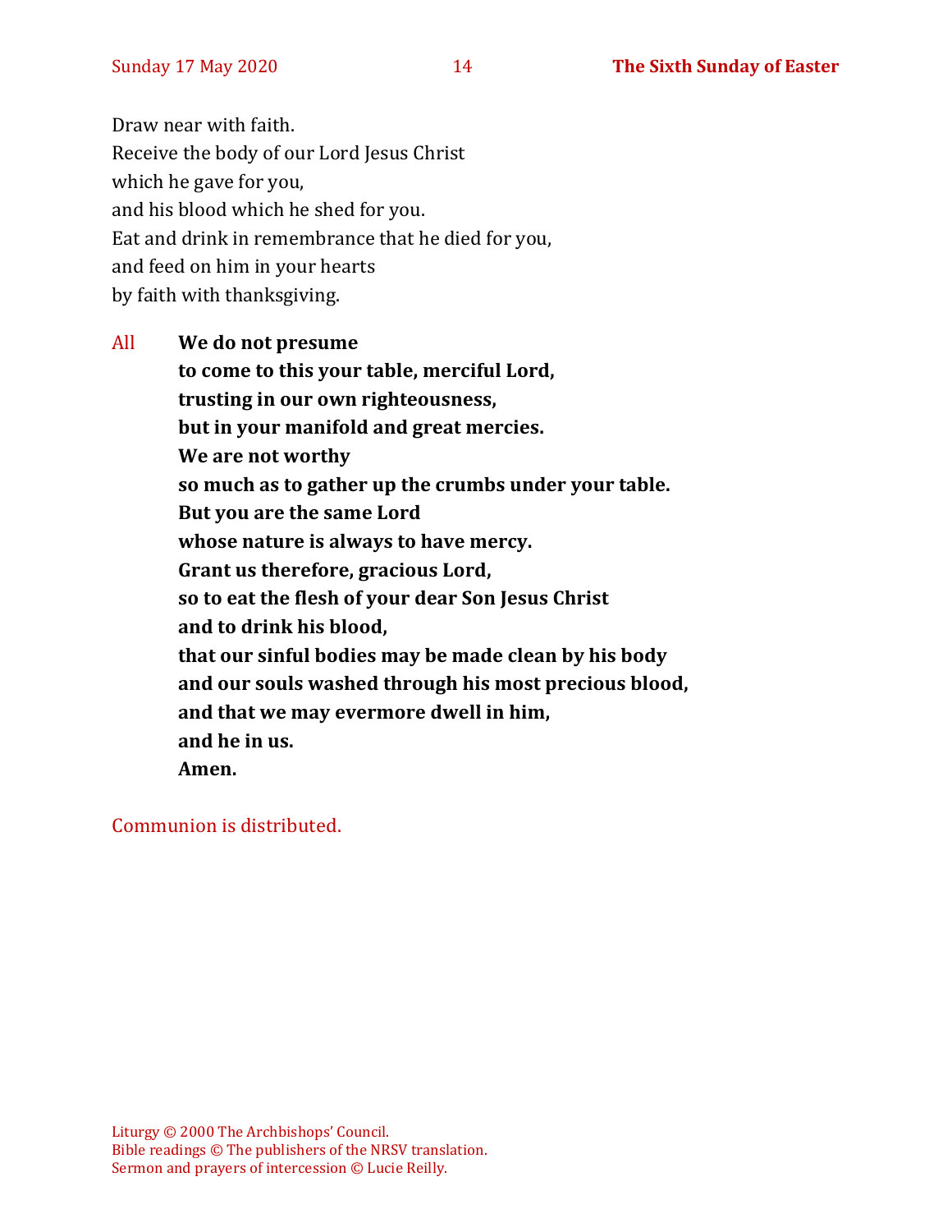Draw near with faith.
Receive the body of our Lord Jesus Christ
which he gave for you,
and his blood which he shed for you.
Eat and drink in remembrance that he died for you,
and feed on him in your hearts
by faith with thanksgiving.

All **We do not presume**
**to come to this your table, merciful Lord,**
**trusting in our own righteousness,**
**but in your manifold and great mercies.**
**We are not worthy**
**so much as to gather up the crumbs under your table.**
**But you are the same Lord**
**whose nature is always to have mercy.**
**Grant us therefore, gracious Lord,**
**so to eat the flesh of your dear Son Jesus Christ**
**and to drink his blood,**
**that our sinful bodies may be made clean by his body**
**and our souls washed through his most precious blood,**
**and that we may evermore dwell in him,**
**and he in us.**
**Amen.**

Communion is distributed.

Liturgy © 2000 The Archbishops' Council.
Bible readings © The publishers of the NRSV translation.
Sermon and prayers of intercession © Lucie Reilly.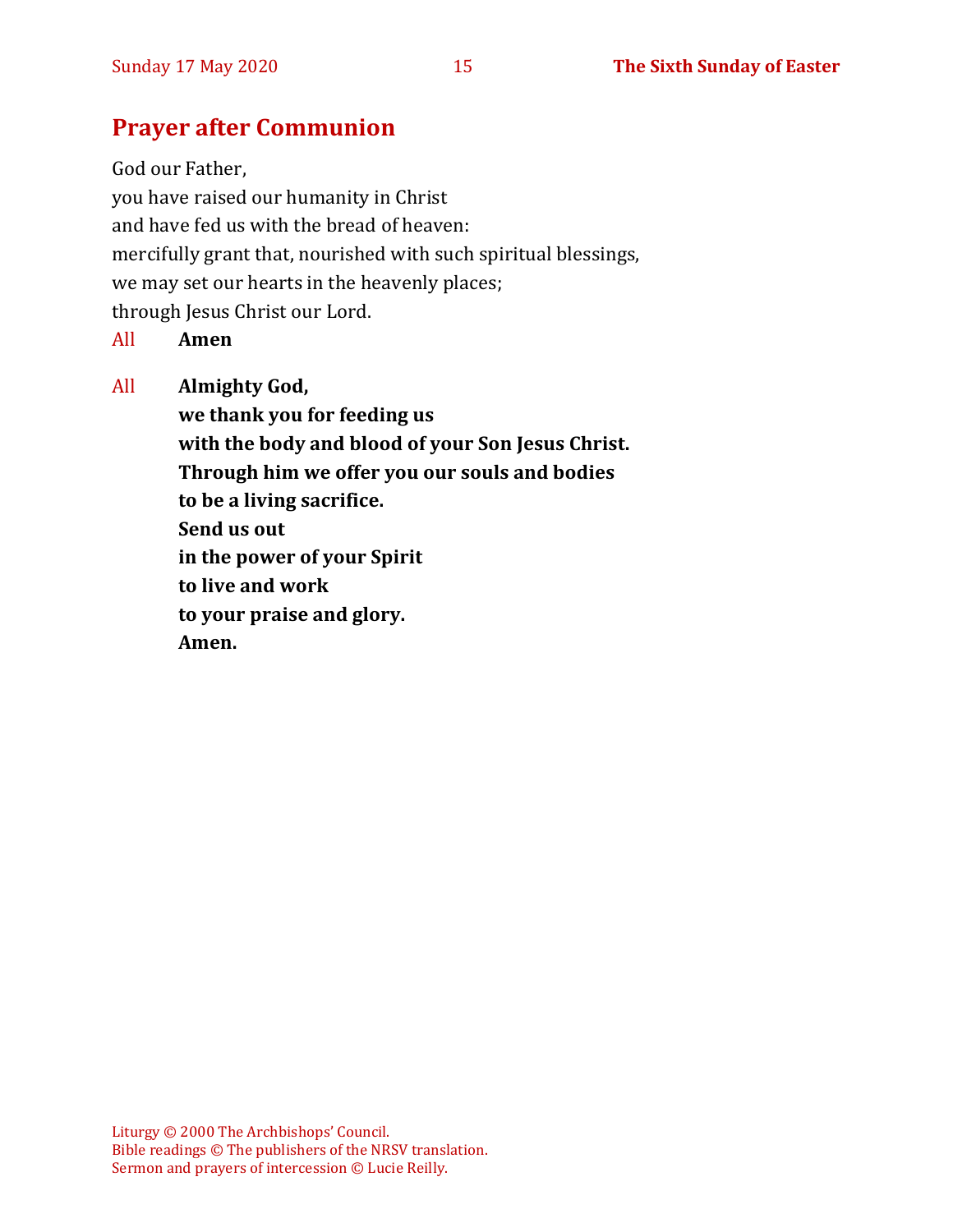## Prayer after Communion

God our Father,
you have raised our humanity in Christ
and have fed us with the bread of heaven:
mercifully grant that, nourished with such spiritual blessings,
we may set our hearts in the heavenly places;
through Jesus Christ our Lord.

All **Amen**

All **Almighty God,**
**we thank you for feeding us**
**with the body and blood of your Son Jesus Christ.**
**Through him we offer you our souls and bodies**
**to be a living sacrifice.**
**Send us out**
**in the power of your Spirit**
**to live and work**
**to your praise and glory.**
**Amen.**

Liturgy © 2000 The Archbishops' Council.
Bible readings © The publishers of the NRSV translation.
Sermon and prayers of intercession © Lucie Reilly.